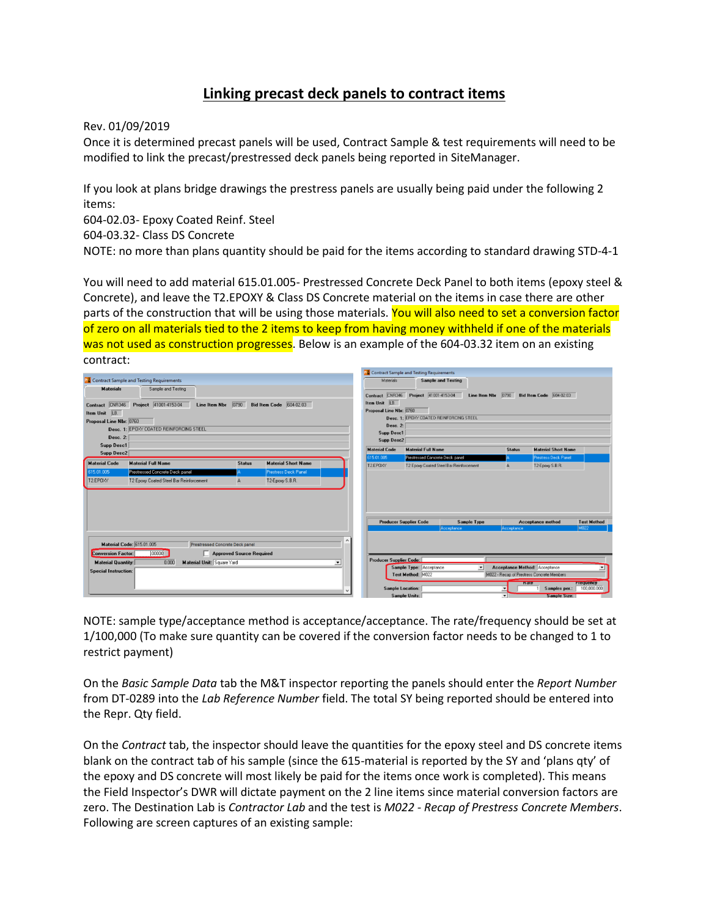# Linking precast deck panels to contract items

Rev. 01/09/2019

Once it is determined precast panels will be used, Contract Sample & test requirements will need to be modified to link the precast/prestressed deck panels being reported in SiteManager.

If you look at plans bridge drawings the prestress panels are usually being paid under the following 2 items:

604-02.03- Epoxy Coated Reinf. Steel

604-03.32- Class DS Concrete

NOTE: no more than plans quantity should be paid for the items according to standard drawing STD-4-1

You will need to add material 615.01.005- Prestressed Concrete Deck Panel to both items (epoxy steel & Concrete), and leave the T2.EPOXY & Class DS Concrete material on the items in case there are other parts of the construction that will be using those materials. You will also need to set a conversion factor of zero on all materials tied to the 2 items to keep from having money withheld if one of the materials was not used as construction progresses. Below is an example of the 604-03.32 item on an existing contract:

NOTE: sample type/acceptance method is acceptance/acceptance. The rate/frequency should be set at 1/100,000 (To make sure quantity can be covered if the conversion factor needs to be changed to 1 to restrict payment)

On the *Basic Sample Data* tab the M&T inspector reporting the panels should enter the *Report Number* from DT-0289 into the *Lab Reference Number* field. The total SY being reported should be entered into the Repr. Qty field.

On the *Contract* tab, the inspector should leave the quantities for the epoxy steel and DS concrete items blank on the contract tab of his sample (since the 615-material is reported by the SY and 'plans qty' of the epoxy and DS concrete will most likely be paid for the items once work is completed). This means the Field Inspector's DWR will dictate payment on the 2 line items since material conversion factors are zero. The Destination Lab is *Contractor Lab* and the test is *M022 - Recap of Prestress Concrete Members*. Following are screen captures of an existing sample: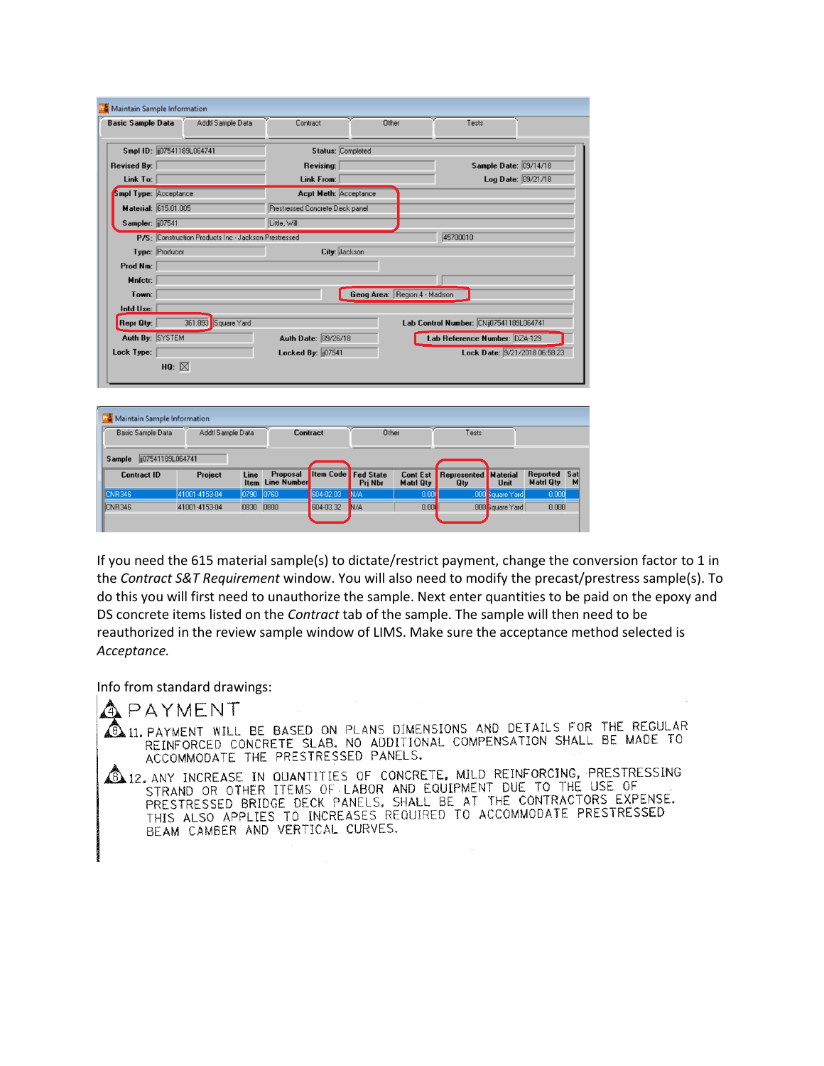Maintain Sample Information

Basic Sample Data | Addtl Sample Data | Contract | Other | Tests

**Smpl ID:** jj07541189L064741 **Status:** Completed
**Revised By:** **Revising:** **Sample Date:** 09/14/18
**Link To:** **Link From:** **Log Date:** 09/21/18
**Smpl Type:** Acceptance **Acpt Meth:** Acceptance
**Material:** 615.01.005 Prestressed Concrete Deck panel
**Sampler:** jj07541 Little, Will
**P/S:** Construction Products Inc - Jackson Prestressed 45700010
**Type:** Producer **City:** Jackson
**Prod Nm:**
**Mnfctr:**
**Town:** **Geog Area:** Region 4 - Madison
**Intd Use:**
**Repr Qty:** 361.893 Square Yard **Lab Control Number:** CNjj07541189L064741
**Auth By:** SYSTEM **Auth Date:** 09/26/18 **Lab Reference Number:** DZA-129
**Lock Type:** **Locked By:** jj07541 **Lock Date:** 9/21/2018 06:58:23
**HQ:** ☒

Maintain Sample Information

Basic Sample Data | Addtl Sample Data | Contract | Other | Tests

**Sample** jj07541189L064741

| Contract ID | Project | Line Item | Proposal Line Number | Item Code | Fed State Prj Nbr | Cont Est Matl Qty | Represented Qty | Material Unit | Reported Matl Qty | Sat M |
|---|---|---|---|---|---|---|---|---|---|---|
| CNR346 | 41001-4153-04 | 0790 | 0760 | 604-02.03 | N/A | 0.000 | .000 | Square Yard | 0.000 | |
| CNR346 | 41001-4153-04 | 0830 | 0800 | 604-03.32 | N/A | 0.000 | .000 | Square Yard | 0.000 | |

If you need the 615 material sample(s) to dictate/restrict payment, change the conversion factor to 1 in the *Contract S&T Requirement* window. You will also need to modify the precast/prestress sample(s). To do this you will first need to unauthorize the sample. Next enter quantities to be paid on the epoxy and DS concrete items listed on the *Contract* tab of the sample. The sample will then need to be reauthorized in the review sample window of LIMS. Make sure the acceptance method selected is *Acceptance.*

Info from standard drawings:

## PAYMENT

11. PAYMENT WILL BE BASED ON PLANS DIMENSIONS AND DETAILS FOR THE REGULAR REINFORCED CONCRETE SLAB. NO ADDITIONAL COMPENSATION SHALL BE MADE TO ACCOMMODATE THE PRESTRESSED PANELS.

12. ANY INCREASE IN QUANTITIES OF CONCRETE, MILD REINFORCING, PRESTRESSING STRAND OR OTHER ITEMS OF LABOR AND EQUIPMENT DUE TO THE USE OF PRESTRESSED BRIDGE DECK PANELS, SHALL BE AT THE CONTRACTORS EXPENSE. THIS ALSO APPLIES TO INCREASES REQUIRED TO ACCOMMODATE PRESTRESSED BEAM CAMBER AND VERTICAL CURVES.